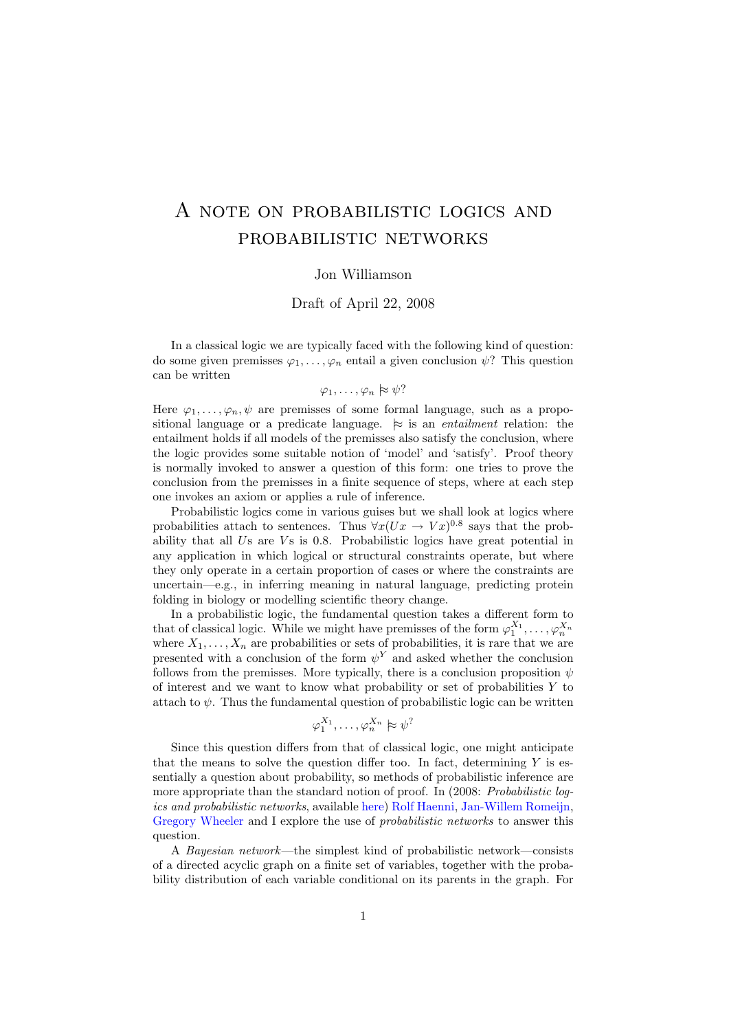# A note on probabilistic logics and probabilistic networks

Jon Williamson

Draft of April 22, 2008

In a classical logic we are typically faced with the following kind of question: do some given premisses $\varphi_1, \ldots, \varphi_n$ entail a given conclusion $\psi$? This question can be written

$$\varphi_1, \ldots, \varphi_n \approx \psi?$$

Here $\varphi_1, \ldots, \varphi_n, \psi$ are premisses of some formal language, such as a propositional language or a predicate language. $\approx$ is an *entailment* relation: the entailment holds if all models of the premisses also satisfy the conclusion, where the logic provides some suitable notion of 'model' and 'satisfy'. Proof theory is normally invoked to answer a question of this form: one tries to prove the conclusion from the premisses in a finite sequence of steps, where at each step one invokes an axiom or applies a rule of inference.

Probabilistic logics come in various guises but we shall look at logics where probabilities attach to sentences. Thus $\forall x(Ux \to Vx)^{0.8}$ says that the probability that all $U$s are $V$s is 0.8. Probabilistic logics have great potential in any application in which logical or structural constraints operate, but where they only operate in a certain proportion of cases or where the constraints are uncertain—e.g., in inferring meaning in natural language, predicting protein folding in biology or modelling scientific theory change.

In a probabilistic logic, the fundamental question takes a different form to that of classical logic. While we might have premisses of the form $\varphi_1^{X_1}, \ldots, \varphi_n^{X_n}$ where $X_1, \ldots, X_n$ are probabilities or sets of probabilities, it is rare that we are presented with a conclusion of the form $\psi^Y$ and asked whether the conclusion follows from the premisses. More typically, there is a conclusion proposition $\psi$ of interest and we want to know what probability or set of probabilities $Y$ to attach to $\psi$. Thus the fundamental question of probabilistic logic can be written

$$\varphi_1^{X_1}, \ldots, \varphi_n^{X_n} \approx \psi^?$$

Since this question differs from that of classical logic, one might anticipate that the means to solve the question differ too. In fact, determining $Y$ is essentially a question about probability, so methods of probabilistic inference are more appropriate than the standard notion of proof. In (2008: *Probabilistic logics and probabilistic networks*, available here) Rolf Haenni, Jan-Willem Romeijn, Gregory Wheeler and I explore the use of *probabilistic networks* to answer this question.

A *Bayesian network*—the simplest kind of probabilistic network—consists of a directed acyclic graph on a finite set of variables, together with the probability distribution of each variable conditional on its parents in the graph. For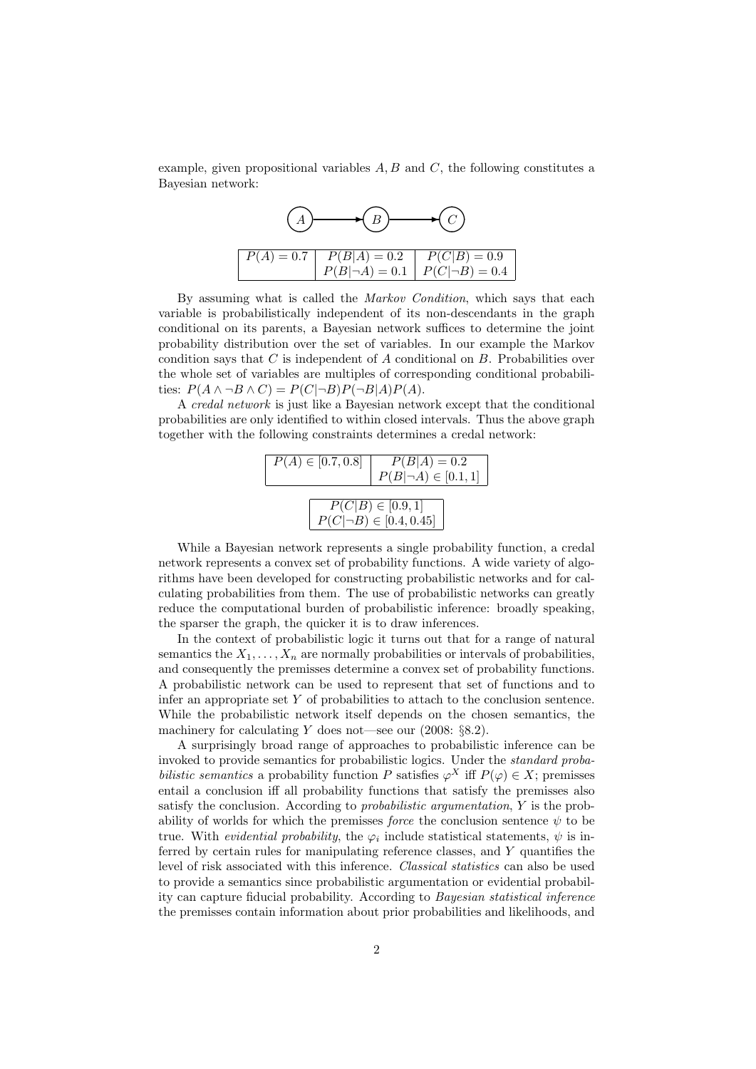example, given propositional variables $A, B$ and $C$, the following constitutes a Bayesian network:

$$A \longrightarrow B \longrightarrow C$$

| $P(A) = 0.7$ | $P(B\|A) = 0.2$ | $P(C\|B) = 0.9$ |
|---|---|---|
| | $P(B\|\neg A) = 0.1$ | $P(C\|\neg B) = 0.4$ |

By assuming what is called the *Markov Condition*, which says that each variable is probabilistically independent of its non-descendants in the graph conditional on its parents, a Bayesian network suffices to determine the joint probability distribution over the set of variables. In our example the Markov condition says that $C$ is independent of $A$ conditional on $B$. Probabilities over the whole set of variables are multiples of corresponding conditional probabilities: $P(A \wedge \neg B \wedge C) = P(C|\neg B)P(\neg B|A)P(A)$.

A *credal network* is just like a Bayesian network except that the conditional probabilities are only identified to within closed intervals. Thus the above graph together with the following constraints determines a credal network:

| $P(A) \in [0.7, 0.8]$ | $P(B\|A) = 0.2$ |
|---|---|
| | $P(B\|\neg A) \in [0.1, 1]$ |

| $P(C\|B) \in [0.9, 1]$ |
|---|
| $P(C\|\neg B) \in [0.4, 0.45]$ |

While a Bayesian network represents a single probability function, a credal network represents a convex set of probability functions. A wide variety of algorithms have been developed for constructing probabilistic networks and for calculating probabilities from them. The use of probabilistic networks can greatly reduce the computational burden of probabilistic inference: broadly speaking, the sparser the graph, the quicker it is to draw inferences.

In the context of probabilistic logic it turns out that for a range of natural semantics the $X_1, \ldots, X_n$ are normally probabilities or intervals of probabilities, and consequently the premisses determine a convex set of probability functions. A probabilistic network can be used to represent that set of functions and to infer an appropriate set $Y$ of probabilities to attach to the conclusion sentence. While the probabilistic network itself depends on the chosen semantics, the machinery for calculating $Y$ does not—see our (2008: §8.2).

A surprisingly broad range of approaches to probabilistic inference can be invoked to provide semantics for probabilistic logics. Under the *standard probabilistic semantics* a probability function $P$ satisfies $\varphi^X$ iff $P(\varphi) \in X$; premisses entail a conclusion iff all probability functions that satisfy the premisses also satisfy the conclusion. According to *probabilistic argumentation*, $Y$ is the probability of worlds for which the premisses *force* the conclusion sentence $\psi$ to be true. With *evidential probability*, the $\varphi_i$ include statistical statements, $\psi$ is inferred by certain rules for manipulating reference classes, and $Y$ quantifies the level of risk associated with this inference. *Classical statistics* can also be used to provide a semantics since probabilistic argumentation or evidential probability can capture fiducial probability. According to *Bayesian statistical inference* the premisses contain information about prior probabilities and likelihoods, and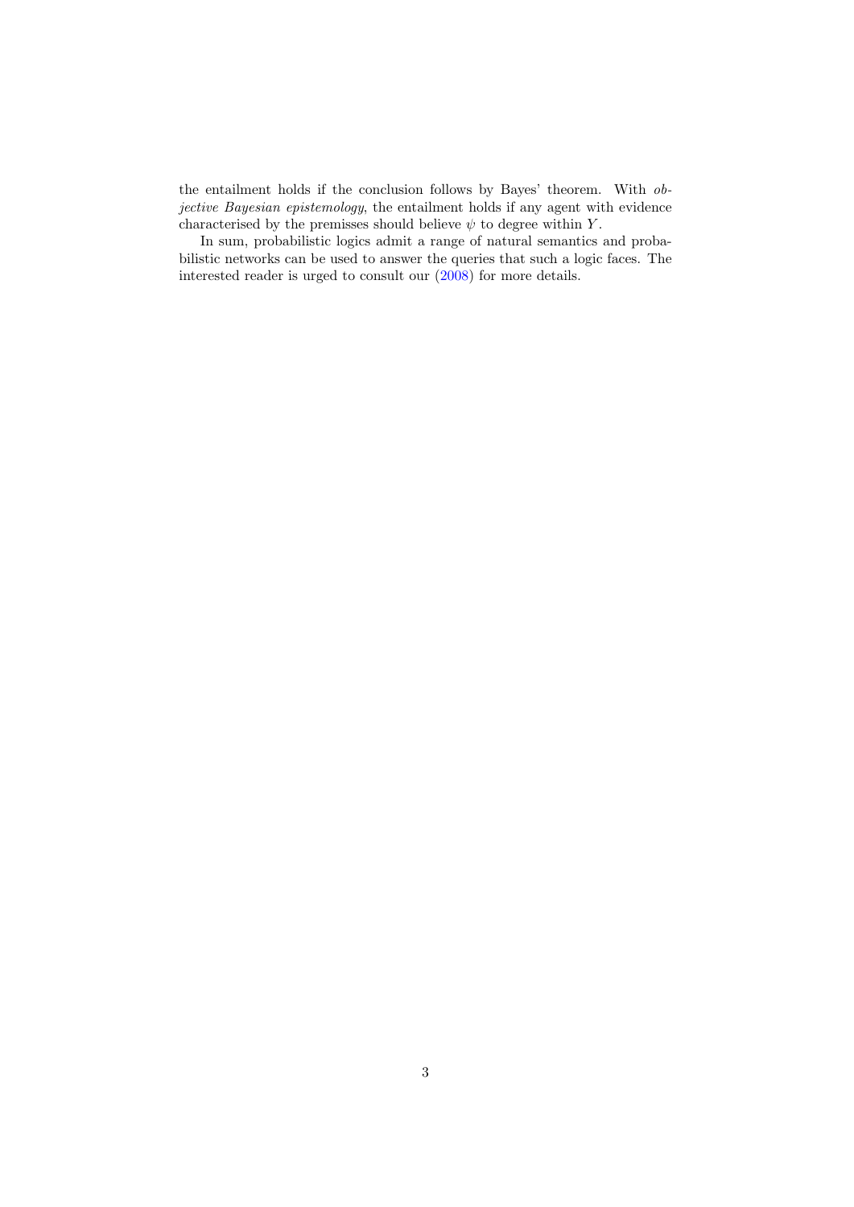the entailment holds if the conclusion follows by Bayes' theorem. With *objective Bayesian epistemology*, the entailment holds if any agent with evidence characterised by the premisses should believe $\psi$ to degree within $Y$.

In sum, probabilistic logics admit a range of natural semantics and probabilistic networks can be used to answer the queries that such a logic faces. The interested reader is urged to consult our (2008) for more details.